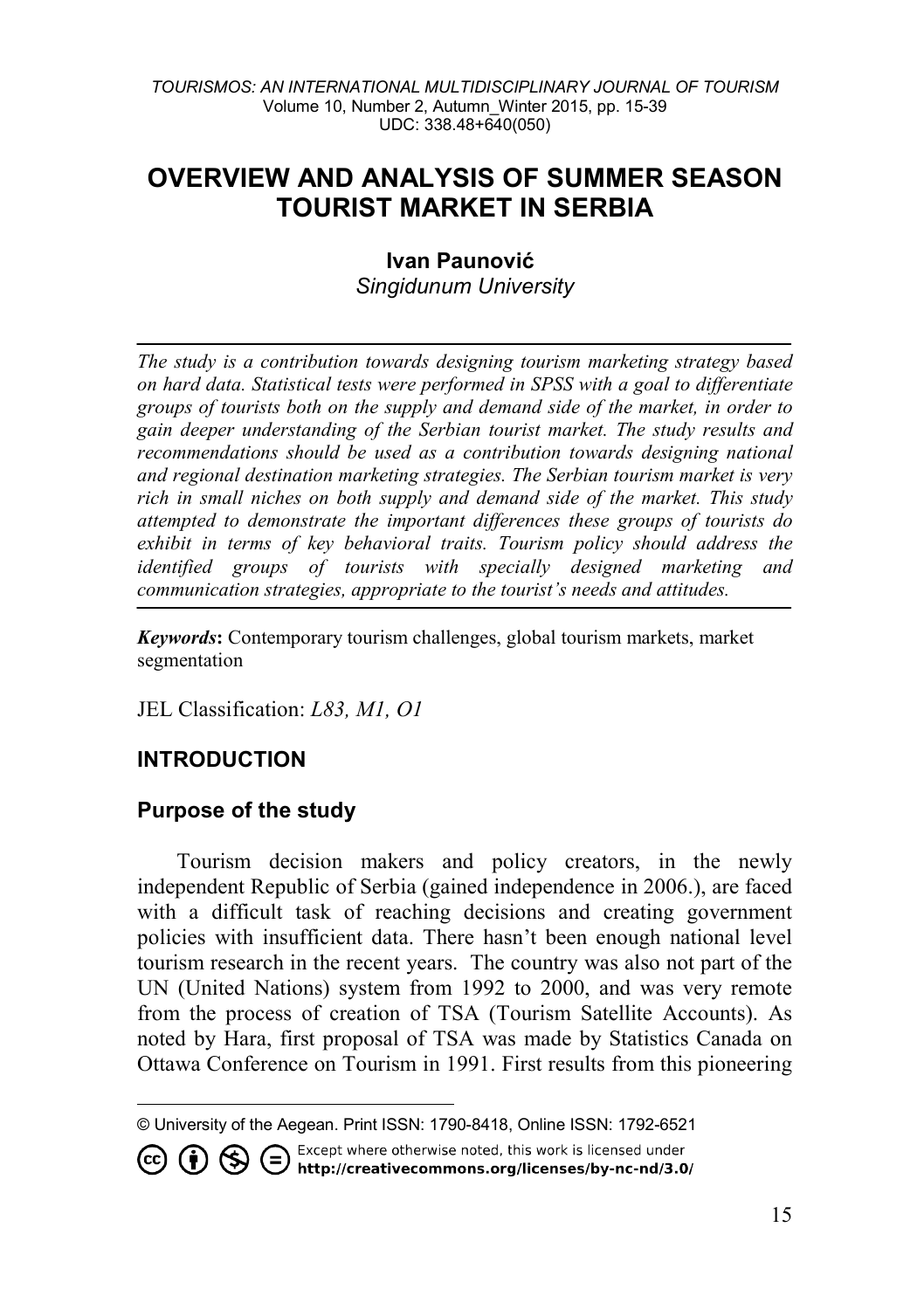# OVERVIEW AND ANALYSIS OF SUMMER SEASON TOURIST MARKET IN SERBIA

**Ivan Paunović**
*Singidunum University*

---

*The study is a contribution towards designing tourism marketing strategy based on hard data. Statistical tests were performed in SPSS with a goal to differentiate groups of tourists both on the supply and demand side of the market, in order to gain deeper understanding of the Serbian tourist market. The study results and recommendations should be used as a contribution towards designing national and regional destination marketing strategies. The Serbian tourism market is very rich in small niches on both supply and demand side of the market. This study attempted to demonstrate the important differences these groups of tourists do exhibit in terms of key behavioral traits. Tourism policy should address the identified groups of tourists with specially designed marketing and communication strategies, appropriate to the tourist's needs and attitudes.*

---

***Keywords*:** Contemporary tourism challenges, global tourism markets, market segmentation

JEL Classification: *L83, M1, O1*

## INTRODUCTION

### Purpose of the study

Tourism decision makers and policy creators, in the newly independent Republic of Serbia (gained independence in 2006.), are faced with a difficult task of reaching decisions and creating government policies with insufficient data. There hasn't been enough national level tourism research in the recent years. The country was also not part of the UN (United Nations) system from 1992 to 2000, and was very remote from the process of creation of TSA (Tourism Satellite Accounts). As noted by Hara, first proposal of TSA was made by Statistics Canada on Ottawa Conference on Tourism in 1991. First results from this pioneering

---

© University of the Aegean. Print ISSN: 1790-8418, Online ISSN: 1792-6521

Except where otherwise noted, this work is licensed under http://creativecommons.org/licenses/by-nc-nd/3.0/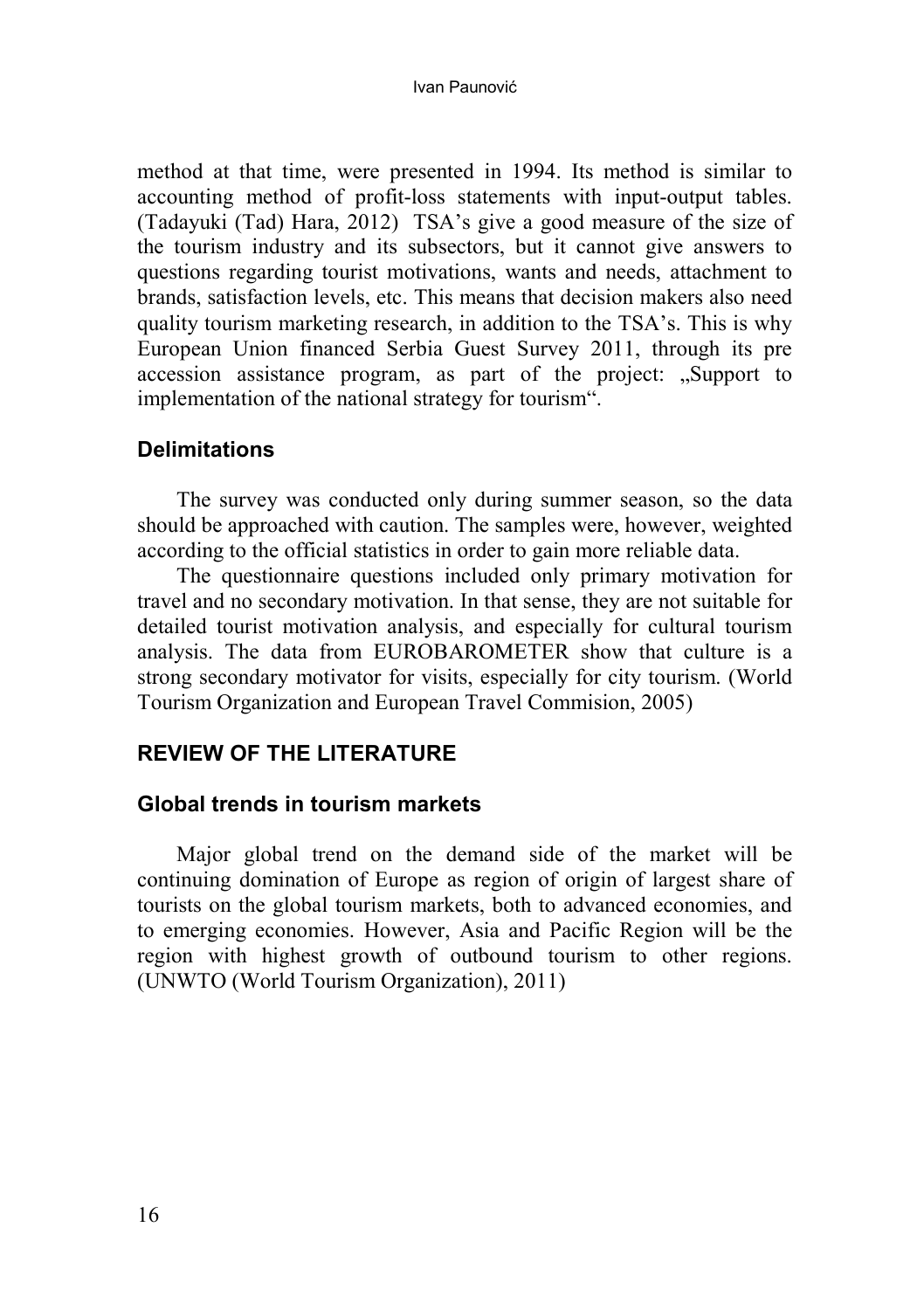method at that time, were presented in 1994. Its method is similar to accounting method of profit-loss statements with input-output tables. (Tadayuki (Tad) Hara, 2012) TSA's give a good measure of the size of the tourism industry and its subsectors, but it cannot give answers to questions regarding tourist motivations, wants and needs, attachment to brands, satisfaction levels, etc. This means that decision makers also need quality tourism marketing research, in addition to the TSA's. This is why European Union financed Serbia Guest Survey 2011, through its pre accession assistance program, as part of the project: „Support to implementation of the national strategy for tourism".

### Delimitations

The survey was conducted only during summer season, so the data should be approached with caution. The samples were, however, weighted according to the official statistics in order to gain more reliable data.

The questionnaire questions included only primary motivation for travel and no secondary motivation. In that sense, they are not suitable for detailed tourist motivation analysis, and especially for cultural tourism analysis. The data from EUROBAROMETER show that culture is a strong secondary motivator for visits, especially for city tourism. (World Tourism Organization and European Travel Commision, 2005)

## REVIEW OF THE LITERATURE

### Global trends in tourism markets

Major global trend on the demand side of the market will be continuing domination of Europe as region of origin of largest share of tourists on the global tourism markets, both to advanced economies, and to emerging economies. However, Asia and Pacific Region will be the region with highest growth of outbound tourism to other regions. (UNWTO (World Tourism Organization), 2011)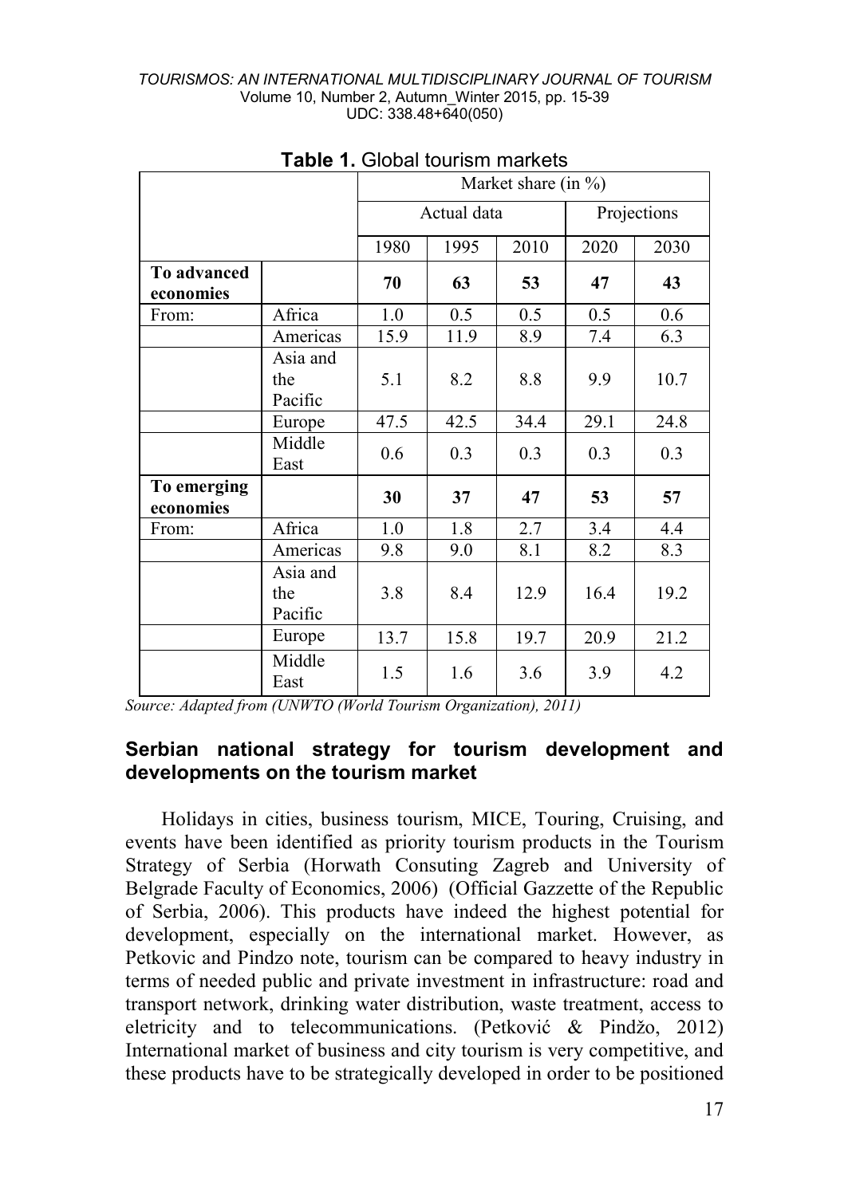**Table 1.** Global tourism markets

| | | Market share (in %) | | | | |
|---|---|---|---|---|---|---|
| | | Actual data | | | Projections | |
| | | 1980 | 1995 | 2010 | 2020 | 2030 |
| **To advanced economies** | | **70** | **63** | **53** | **47** | **43** |
| From: | Africa | 1.0 | 0.5 | 0.5 | 0.5 | 0.6 |
| | Americas | 15.9 | 11.9 | 8.9 | 7.4 | 6.3 |
| | Asia and the Pacific | 5.1 | 8.2 | 8.8 | 9.9 | 10.7 |
| | Europe | 47.5 | 42.5 | 34.4 | 29.1 | 24.8 |
| | Middle East | 0.6 | 0.3 | 0.3 | 0.3 | 0.3 |
| **To emerging economies** | | **30** | **37** | **47** | **53** | **57** |
| From: | Africa | 1.0 | 1.8 | 2.7 | 3.4 | 4.4 |
| | Americas | 9.8 | 9.0 | 8.1 | 8.2 | 8.3 |
| | Asia and the Pacific | 3.8 | 8.4 | 12.9 | 16.4 | 19.2 |
| | Europe | 13.7 | 15.8 | 19.7 | 20.9 | 21.2 |
| | Middle East | 1.5 | 1.6 | 3.6 | 3.9 | 4.2 |

*Source: Adapted from (UNWTO (World Tourism Organization), 2011)*

## Serbian national strategy for tourism development and developments on the tourism market

Holidays in cities, business tourism, MICE, Touring, Cruising, and events have been identified as priority tourism products in the Tourism Strategy of Serbia (Horwath Consuting Zagreb and University of Belgrade Faculty of Economics, 2006) (Official Gazzette of the Republic of Serbia, 2006). This products have indeed the highest potential for development, especially on the international market. However, as Petkovic and Pindzo note, tourism can be compared to heavy industry in terms of needed public and private investment in infrastructure: road and transport network, drinking water distribution, waste treatment, access to eletricity and to telecommunications. (Petković & Pindžo, 2012) International market of business and city tourism is very competitive, and these products have to be strategically developed in order to be positioned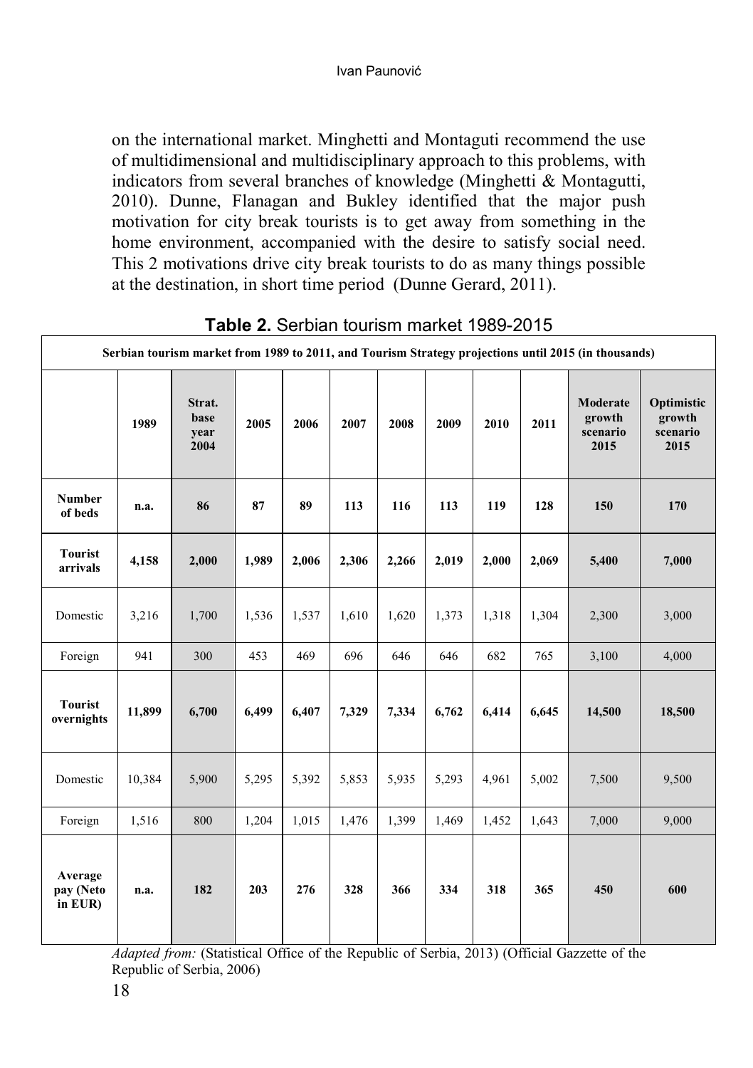on the international market. Minghetti and Montaguti recommend the use of multidimensional and multidisciplinary approach to this problems, with indicators from several branches of knowledge (Minghetti & Montagutti, 2010). Dunne, Flanagan and Bukley identified that the major push motivation for city break tourists is to get away from something in the home environment, accompanied with the desire to satisfy social need. This 2 motivations drive city break tourists to do as many things possible at the destination, in short time period (Dunne Gerard, 2011).

**Table 2.** Serbian tourism market 1989-2015

| Serbian tourism market from 1989 to 2011, and Tourism Strategy projections until 2015 (in thousands) | | | | | | | | | | | |
|---|---|---|---|---|---|---|---|---|---|---|---|
| | **1989** | **Strat. base year 2004** | **2005** | **2006** | **2007** | **2008** | **2009** | **2010** | **2011** | **Moderate growth scenario 2015** | **Optimistic growth scenario 2015** |
| **Number of beds** | **n.a.** | **86** | **87** | **89** | **113** | **116** | **113** | **119** | **128** | **150** | **170** |
| **Tourist arrivals** | **4,158** | **2,000** | **1,989** | **2,006** | **2,306** | **2,266** | **2,019** | **2,000** | **2,069** | **5,400** | **7,000** |
| Domestic | 3,216 | 1,700 | 1,536 | 1,537 | 1,610 | 1,620 | 1,373 | 1,318 | 1,304 | 2,300 | 3,000 |
| Foreign | 941 | 300 | 453 | 469 | 696 | 646 | 646 | 682 | 765 | 3,100 | 4,000 |
| **Tourist overnights** | **11,899** | **6,700** | **6,499** | **6,407** | **7,329** | **7,334** | **6,762** | **6,414** | **6,645** | **14,500** | **18,500** |
| Domestic | 10,384 | 5,900 | 5,295 | 5,392 | 5,853 | 5,935 | 5,293 | 4,961 | 5,002 | 7,500 | 9,500 |
| Foreign | 1,516 | 800 | 1,204 | 1,015 | 1,476 | 1,399 | 1,469 | 1,452 | 1,643 | 7,000 | 9,000 |
| **Average pay (Neto in EUR)** | **n.a.** | **182** | **203** | **276** | **328** | **366** | **334** | **318** | **365** | **450** | **600** |

*Adapted from:* (Statistical Office of the Republic of Serbia, 2013) (Official Gazzette of the Republic of Serbia, 2006)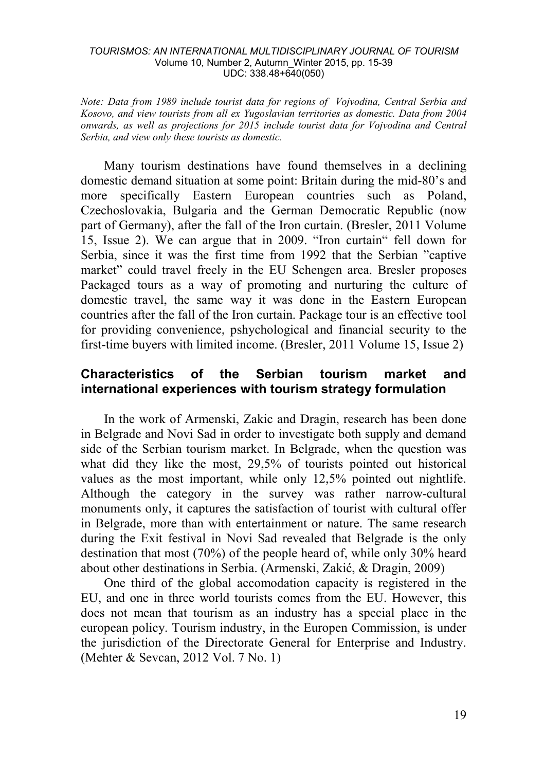*Note: Data from 1989 include tourist data for regions of Vojvodina, Central Serbia and Kosovo, and view tourists from all ex Yugoslavian territories as domestic. Data from 2004 onwards, as well as projections for 2015 include tourist data for Vojvodina and Central Serbia, and view only these tourists as domestic.*

Many tourism destinations have found themselves in a declining domestic demand situation at some point: Britain during the mid-80's and more specifically Eastern European countries such as Poland, Czechoslovakia, Bulgaria and the German Democratic Republic (now part of Germany), after the fall of the Iron curtain. (Bresler, 2011 Volume 15, Issue 2). We can argue that in 2009. "Iron curtain" fell down for Serbia, since it was the first time from 1992 that the Serbian "captive market" could travel freely in the EU Schengen area. Bresler proposes Packaged tours as a way of promoting and nurturing the culture of domestic travel, the same way it was done in the Eastern European countries after the fall of the Iron curtain. Package tour is an effective tool for providing convenience, pshychological and financial security to the first-time buyers with limited income. (Bresler, 2011 Volume 15, Issue 2)

## Characteristics of the Serbian tourism market and international experiences with tourism strategy formulation

In the work of Armenski, Zakic and Dragin, research has been done in Belgrade and Novi Sad in order to investigate both supply and demand side of the Serbian tourism market. In Belgrade, when the question was what did they like the most, 29,5% of tourists pointed out historical values as the most important, while only 12,5% pointed out nightlife. Although the category in the survey was rather narrow-cultural monuments only, it captures the satisfaction of tourist with cultural offer in Belgrade, more than with entertainment or nature. The same research during the Exit festival in Novi Sad revealed that Belgrade is the only destination that most (70%) of the people heard of, while only 30% heard about other destinations in Serbia. (Armenski, Zakić, & Dragin, 2009)

One third of the global accomodation capacity is registered in the EU, and one in three world tourists comes from the EU. However, this does not mean that tourism as an industry has a special place in the european policy. Tourism industry, in the Europen Commission, is under the jurisdiction of the Directorate General for Enterprise and Industry. (Mehter & Sevcan, 2012 Vol. 7 No. 1)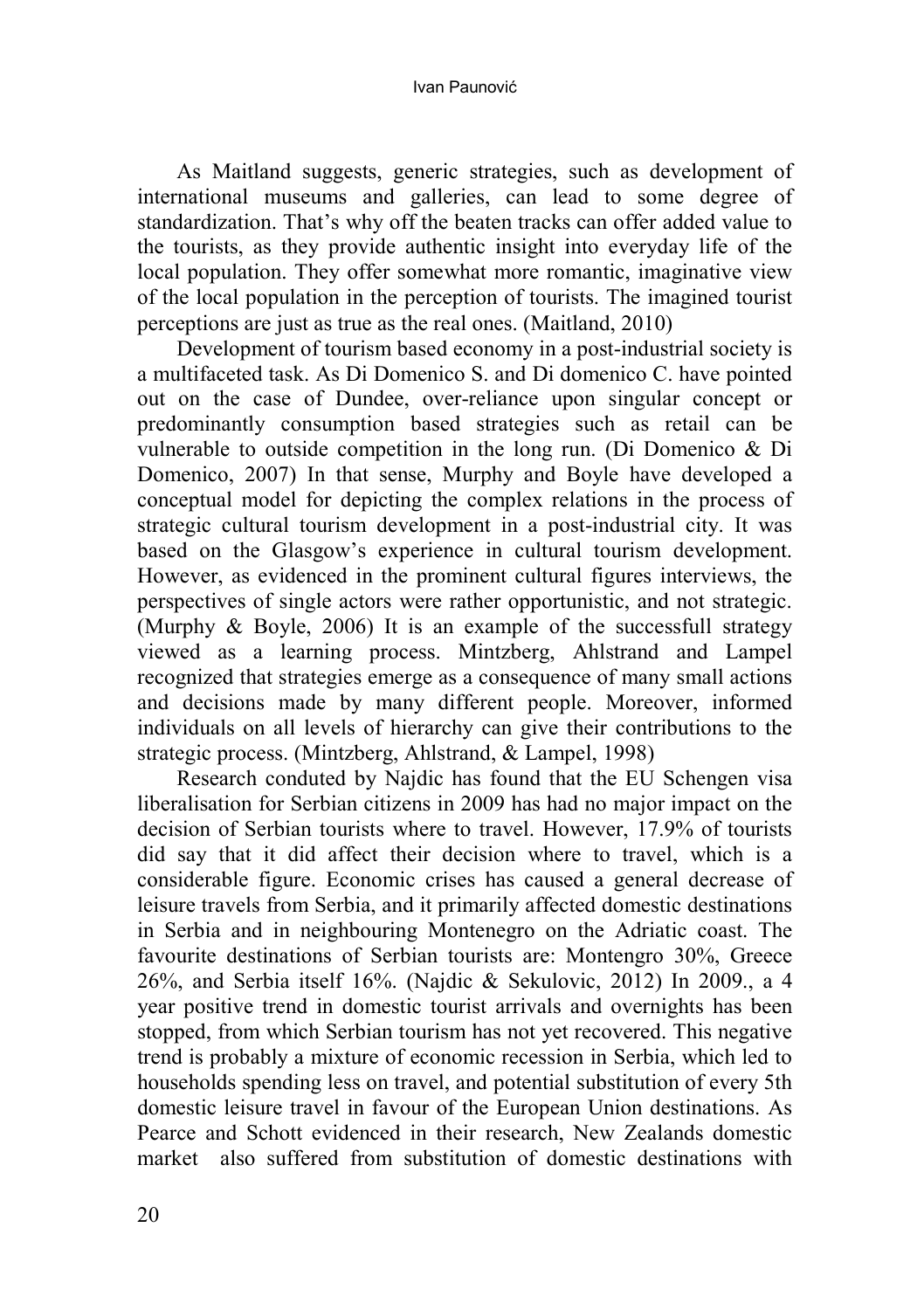As Maitland suggests, generic strategies, such as development of international museums and galleries, can lead to some degree of standardization. That's why off the beaten tracks can offer added value to the tourists, as they provide authentic insight into everyday life of the local population. They offer somewhat more romantic, imaginative view of the local population in the perception of tourists. The imagined tourist perceptions are just as true as the real ones. (Maitland, 2010)

Development of tourism based economy in a post-industrial society is a multifaceted task. As Di Domenico S. and Di domenico C. have pointed out on the case of Dundee, over-reliance upon singular concept or predominantly consumption based strategies such as retail can be vulnerable to outside competition in the long run. (Di Domenico & Di Domenico, 2007) In that sense, Murphy and Boyle have developed a conceptual model for depicting the complex relations in the process of strategic cultural tourism development in a post-industrial city. It was based on the Glasgow's experience in cultural tourism development. However, as evidenced in the prominent cultural figures interviews, the perspectives of single actors were rather opportunistic, and not strategic. (Murphy & Boyle, 2006) It is an example of the successfull strategy viewed as a learning process. Mintzberg, Ahlstrand and Lampel recognized that strategies emerge as a consequence of many small actions and decisions made by many different people. Moreover, informed individuals on all levels of hierarchy can give their contributions to the strategic process. (Mintzberg, Ahlstrand, & Lampel, 1998)

Research conduted by Najdic has found that the EU Schengen visa liberalisation for Serbian citizens in 2009 has had no major impact on the decision of Serbian tourists where to travel. However, 17.9% of tourists did say that it did affect their decision where to travel, which is a considerable figure. Economic crises has caused a general decrease of leisure travels from Serbia, and it primarily affected domestic destinations in Serbia and in neighbouring Montenegro on the Adriatic coast. The favourite destinations of Serbian tourists are: Montengro 30%, Greece 26%, and Serbia itself 16%. (Najdic & Sekulovic, 2012) In 2009., a 4 year positive trend in domestic tourist arrivals and overnights has been stopped, from which Serbian tourism has not yet recovered. This negative trend is probably a mixture of economic recession in Serbia, which led to households spending less on travel, and potential substitution of every 5th domestic leisure travel in favour of the European Union destinations. As Pearce and Schott evidenced in their research, New Zealands domestic market also suffered from substitution of domestic destinations with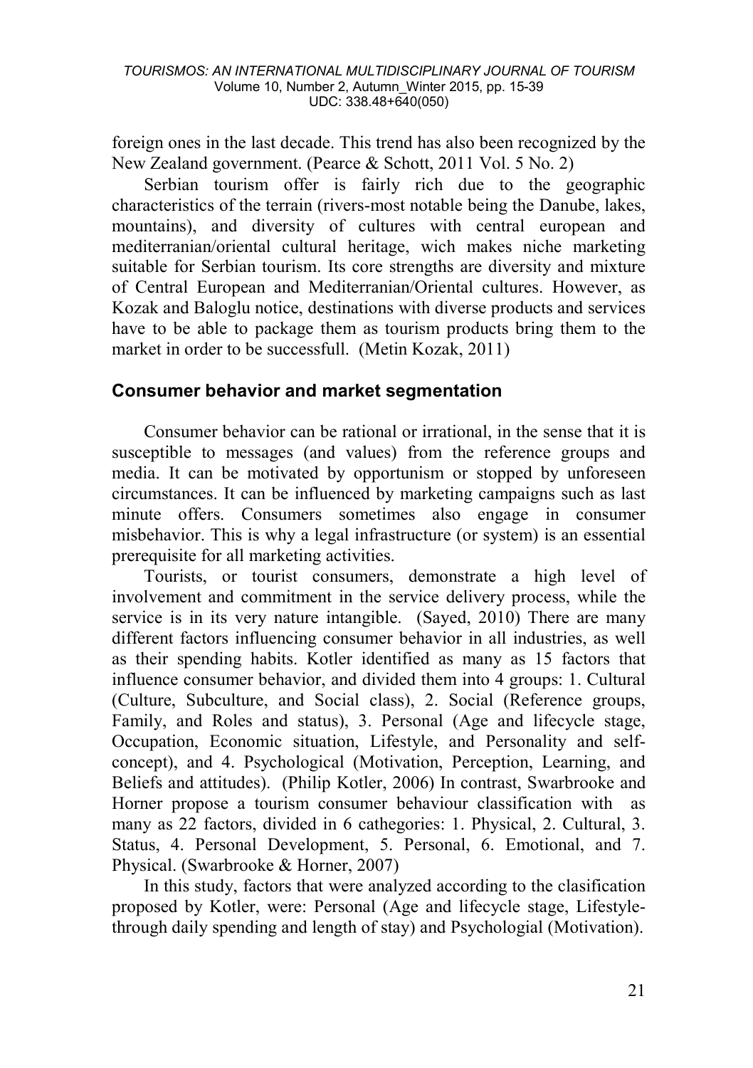foreign ones in the last decade. This trend has also been recognized by the New Zealand government. (Pearce & Schott, 2011 Vol. 5 No. 2)

Serbian tourism offer is fairly rich due to the geographic characteristics of the terrain (rivers-most notable being the Danube, lakes, mountains), and diversity of cultures with central european and mediterranian/oriental cultural heritage, wich makes niche marketing suitable for Serbian tourism. Its core strengths are diversity and mixture of Central European and Mediterranian/Oriental cultures. However, as Kozak and Baloglu notice, destinations with diverse products and services have to be able to package them as tourism products bring them to the market in order to be successfull. (Metin Kozak, 2011)

## Consumer behavior and market segmentation

Consumer behavior can be rational or irrational, in the sense that it is susceptible to messages (and values) from the reference groups and media. It can be motivated by opportunism or stopped by unforeseen circumstances. It can be influenced by marketing campaigns such as last minute offers. Consumers sometimes also engage in consumer misbehavior. This is why a legal infrastructure (or system) is an essential prerequisite for all marketing activities.

Tourists, or tourist consumers, demonstrate a high level of involvement and commitment in the service delivery process, while the service is in its very nature intangible. (Sayed, 2010) There are many different factors influencing consumer behavior in all industries, as well as their spending habits. Kotler identified as many as 15 factors that influence consumer behavior, and divided them into 4 groups: 1. Cultural (Culture, Subculture, and Social class), 2. Social (Reference groups, Family, and Roles and status), 3. Personal (Age and lifecycle stage, Occupation, Economic situation, Lifestyle, and Personality and self-concept), and 4. Psychological (Motivation, Perception, Learning, and Beliefs and attitudes). (Philip Kotler, 2006) In contrast, Swarbrooke and Horner propose a tourism consumer behaviour classification with as many as 22 factors, divided in 6 cathegories: 1. Physical, 2. Cultural, 3. Status, 4. Personal Development, 5. Personal, 6. Emotional, and 7. Physical. (Swarbrooke & Horner, 2007)

In this study, factors that were analyzed according to the clasification proposed by Kotler, were: Personal (Age and lifecycle stage, Lifestyle-through daily spending and length of stay) and Psychologial (Motivation).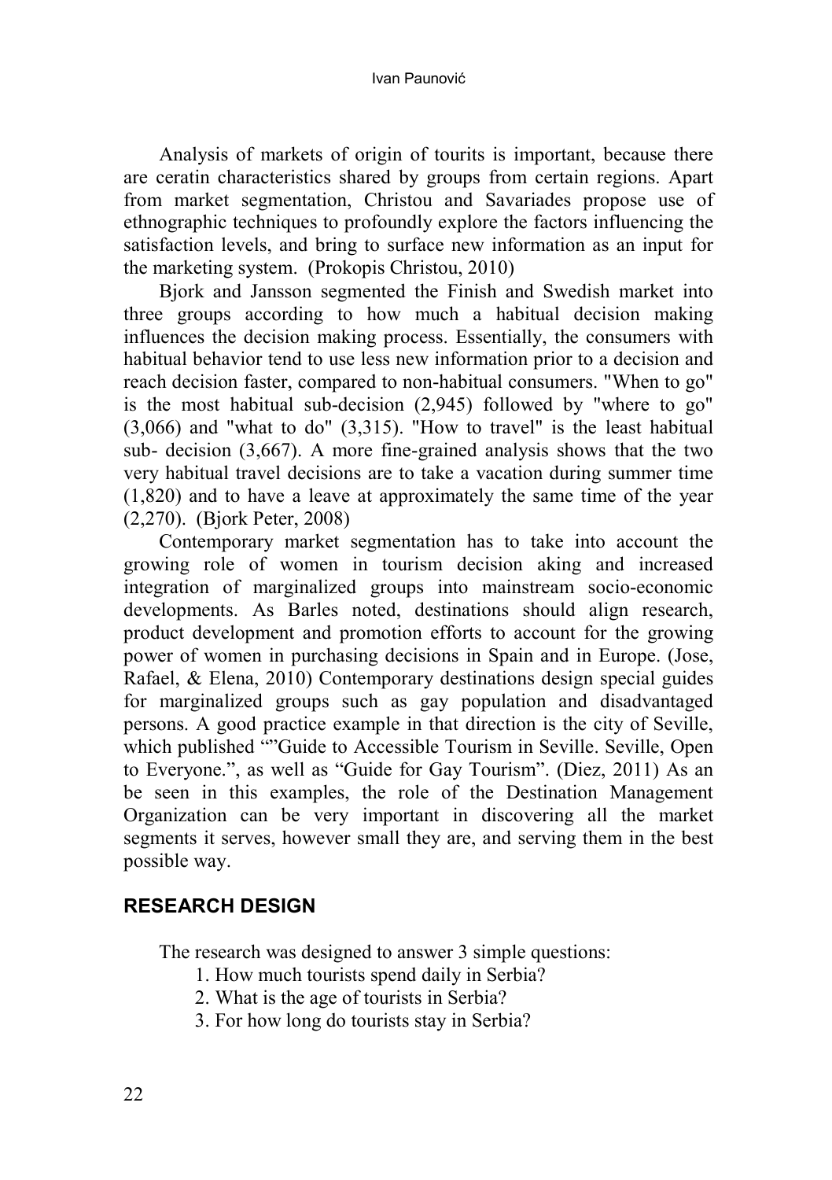Analysis of markets of origin of tourits is important, because there are ceratin characteristics shared by groups from certain regions. Apart from market segmentation, Christou and Savariades propose use of ethnographic techniques to profoundly explore the factors influencing the satisfaction levels, and bring to surface new information as an input for the marketing system. (Prokopis Christou, 2010)

Bjork and Jansson segmented the Finish and Swedish market into three groups according to how much a habitual decision making influences the decision making process. Essentially, the consumers with habitual behavior tend to use less new information prior to a decision and reach decision faster, compared to non-habitual consumers. "When to go" is the most habitual sub-decision (2,945) followed by "where to go" (3,066) and "what to do" (3,315). "How to travel" is the least habitual sub- decision (3,667). A more fine-grained analysis shows that the two very habitual travel decisions are to take a vacation during summer time (1,820) and to have a leave at approximately the same time of the year (2,270). (Bjork Peter, 2008)

Contemporary market segmentation has to take into account the growing role of women in tourism decision aking and increased integration of marginalized groups into mainstream socio-economic developments. As Barles noted, destinations should align research, product development and promotion efforts to account for the growing power of women in purchasing decisions in Spain and in Europe. (Jose, Rafael, & Elena, 2010) Contemporary destinations design special guides for marginalized groups such as gay population and disadvantaged persons. A good practice example in that direction is the city of Seville, which published “”Guide to Accessible Tourism in Seville. Seville, Open to Everyone.”, as well as “Guide for Gay Tourism”. (Diez, 2011) As an be seen in this examples, the role of the Destination Management Organization can be very important in discovering all the market segments it serves, however small they are, and serving them in the best possible way.

## RESEARCH DESIGN

The research was designed to answer 3 simple questions:

1. How much tourists spend daily in Serbia?
2. What is the age of tourists in Serbia?
3. For how long do tourists stay in Serbia?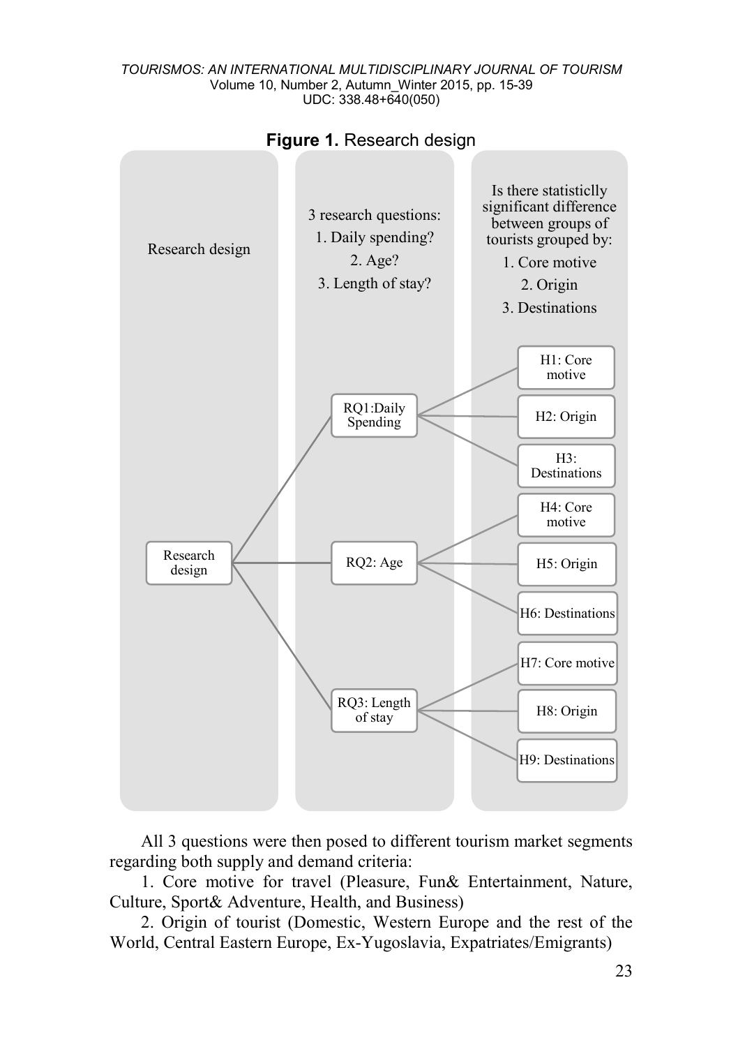**Figure 1.** Research design

Research design

3 research questions:
1. Daily spending?
2. Age?
3. Length of stay?

Is there statisticly significant difference between groups of tourists grouped by:
1. Core motive
2. Origin
3. Destinations

- Research design
  - RQ1:Daily Spending
    - H1: Core motive
    - H2: Origin
    - H3: Destinations
  - RQ2: Age
    - H4: Core motive
    - H5: Origin
    - H6: Destinations
  - RQ3: Length of stay
    - H7: Core motive
    - H8: Origin
    - H9: Destinations

All 3 questions were then posed to different tourism market segments regarding both supply and demand criteria:

1. Core motive for travel (Pleasure, Fun& Entertainment, Nature, Culture, Sport& Adventure, Health, and Business)
2. Origin of tourist (Domestic, Western Europe and the rest of the World, Central Eastern Europe, Ex-Yugoslavia, Expatriates/Emigrants)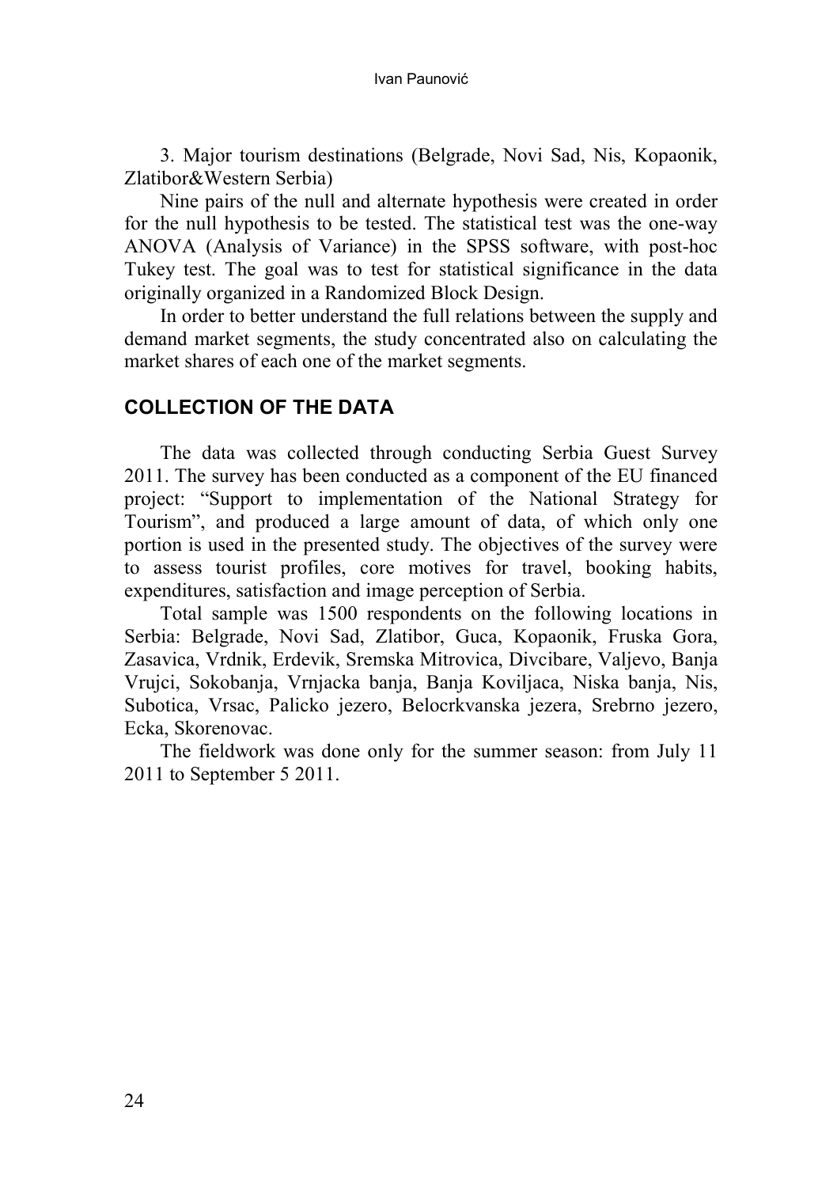3. Major tourism destinations (Belgrade, Novi Sad, Nis, Kopaonik, Zlatibor&Western Serbia)

Nine pairs of the null and alternate hypothesis were created in order for the null hypothesis to be tested. The statistical test was the one-way ANOVA (Analysis of Variance) in the SPSS software, with post-hoc Tukey test. The goal was to test for statistical significance in the data originally organized in a Randomized Block Design.

In order to better understand the full relations between the supply and demand market segments, the study concentrated also on calculating the market shares of each one of the market segments.

## COLLECTION OF THE DATA

The data was collected through conducting Serbia Guest Survey 2011. The survey has been conducted as a component of the EU financed project: "Support to implementation of the National Strategy for Tourism", and produced a large amount of data, of which only one portion is used in the presented study. The objectives of the survey were to assess tourist profiles, core motives for travel, booking habits, expenditures, satisfaction and image perception of Serbia.

Total sample was 1500 respondents on the following locations in Serbia: Belgrade, Novi Sad, Zlatibor, Guca, Kopaonik, Fruska Gora, Zasavica, Vrdnik, Erdevik, Sremska Mitrovica, Divcibare, Valjevo, Banja Vrujci, Sokobanja, Vrnjacka banja, Banja Koviljaca, Niska banja, Nis, Subotica, Vrsac, Palicko jezero, Belocrkvanska jezera, Srebrno jezero, Ecka, Skorenovac.

The fieldwork was done only for the summer season: from July 11 2011 to September 5 2011.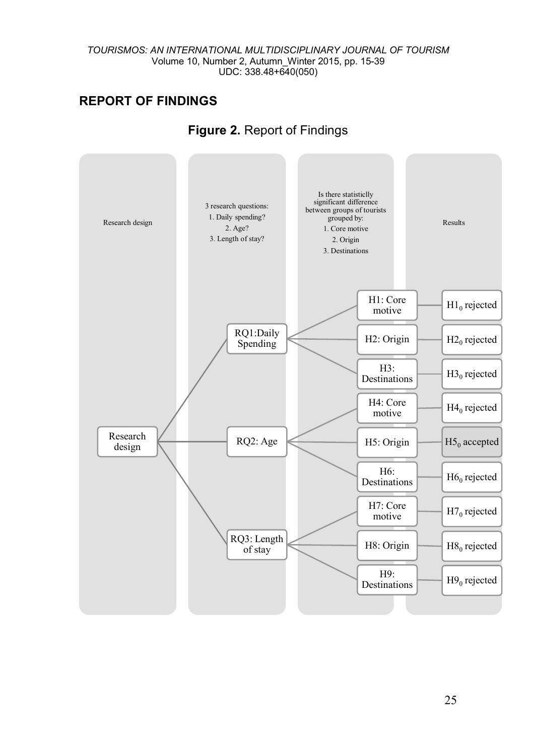## REPORT OF FINDINGS

**Figure 2.** Report of Findings

| Research design | 3 research questions: 1. Daily spending? 2. Age? 3. Length of stay? | Is there statisticlly significant difference between groups of tourists grouped by: 1. Core motive 2. Origin 3. Destinations | Results |
| --- | --- | --- | --- |
| Research design | RQ1:Daily Spending | H1: Core motive | $H1_0$ rejected |
| | | H2: Origin | $H2_0$ rejected |
| | | H3: Destinations | $H3_0$ rejected |
| | RQ2: Age | H4: Core motive | $H4_0$ rejected |
| | | H5: Origin | $H5_0$ accepted |
| | | H6: Destinations | $H6_0$ rejected |
| | RQ3: Length of stay | H7: Core motive | $H7_0$ rejected |
| | | H8: Origin | $H8_0$ rejected |
| | | H9: Destinations | $H9_0$ rejected |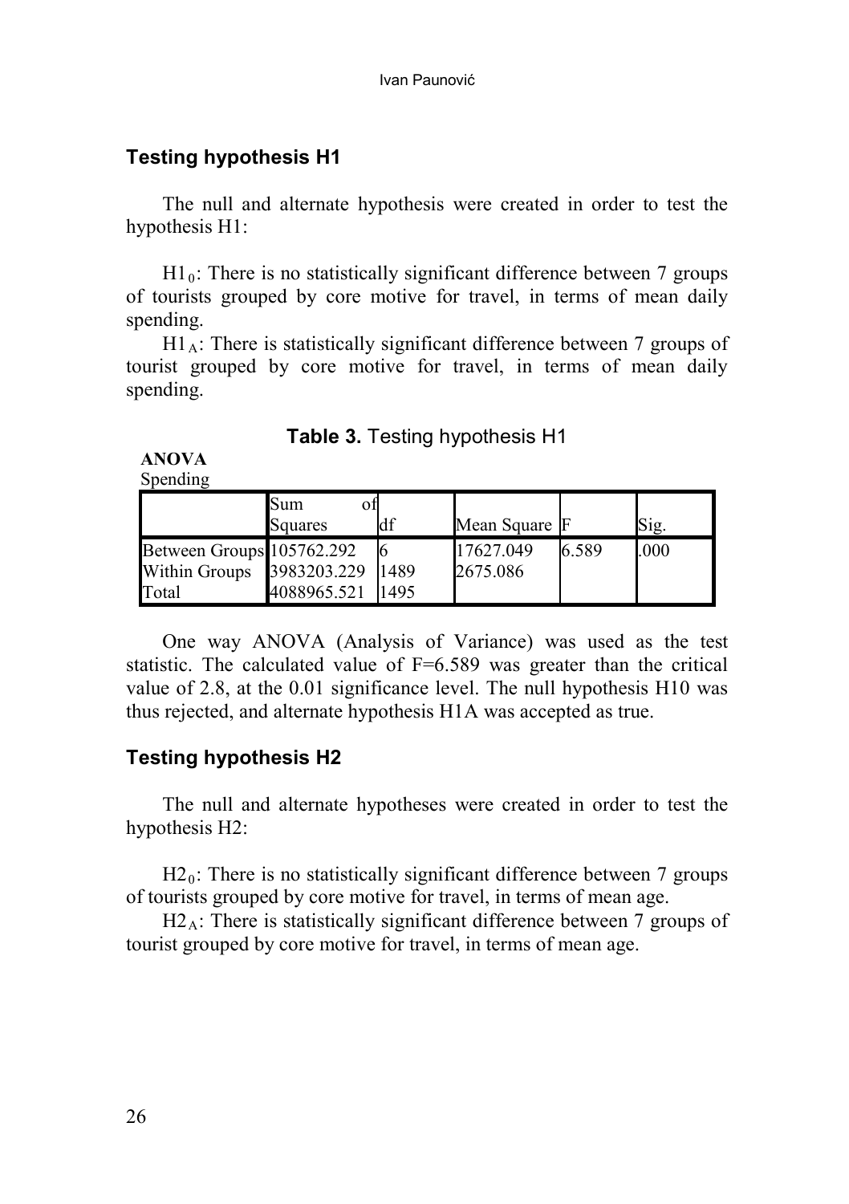## Testing hypothesis H1

The null and alternate hypothesis were created in order to test the hypothesis H1:

$H1_0$: There is no statistically significant difference between 7 groups of tourists grouped by core motive for travel, in terms of mean daily spending.

$H1_A$: There is statistically significant difference between 7 groups of tourist grouped by core motive for travel, in terms of mean daily spending.

**Table 3.** Testing hypothesis H1

**ANOVA**

Spending

| | Sum of Squares | df | Mean Square | F | Sig. |
|---|---|---|---|---|---|
| Between Groups | 105762.292 | 6 | 17627.049 | 6.589 | .000 |
| Within Groups | 3983203.229 | 1489 | 2675.086 | | |
| Total | 4088965.521 | 1495 | | | |

One way ANOVA (Analysis of Variance) was used as the test statistic. The calculated value of F=6.589 was greater than the critical value of 2.8, at the 0.01 significance level. The null hypothesis H10 was thus rejected, and alternate hypothesis H1A was accepted as true.

## Testing hypothesis H2

The null and alternate hypotheses were created in order to test the hypothesis H2:

$H2_0$: There is no statistically significant difference between 7 groups of tourists grouped by core motive for travel, in terms of mean age.

$H2_A$: There is statistically significant difference between 7 groups of tourist grouped by core motive for travel, in terms of mean age.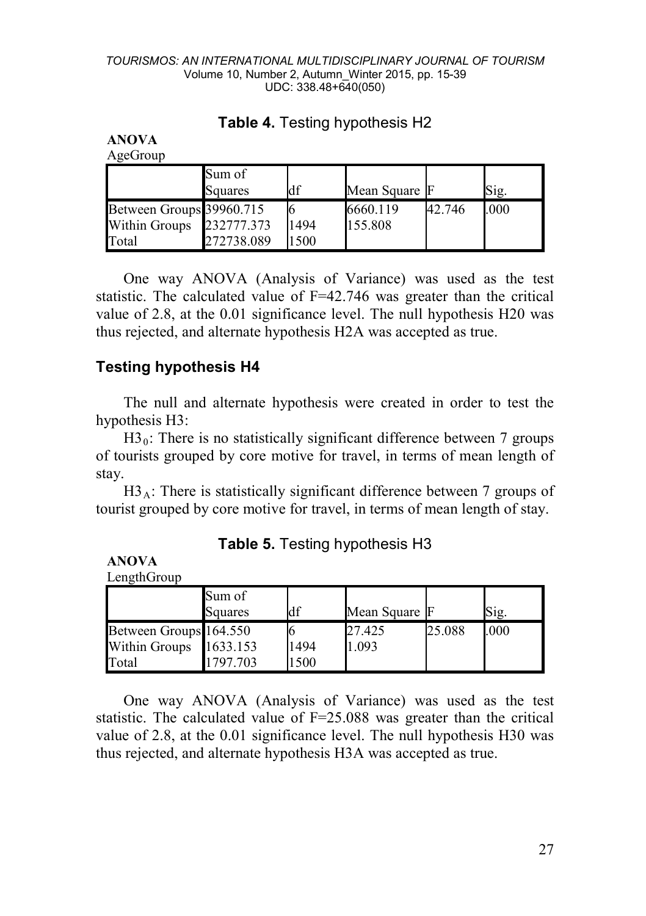**Table 4.** Testing hypothesis H2

**ANOVA**

AgeGroup

| | Sum of Squares | df | Mean Square | F | Sig. |
|---|---|---|---|---|---|
| Between Groups | 39960.715 | 6 | 6660.119 | 42.746 | .000 |
| Within Groups | 232777.373 | 1494 | 155.808 | | |
| Total | 272738.089 | 1500 | | | |

One way ANOVA (Analysis of Variance) was used as the test statistic. The calculated value of F=42.746 was greater than the critical value of 2.8, at the 0.01 significance level. The null hypothesis H20 was thus rejected, and alternate hypothesis H2A was accepted as true.

## Testing hypothesis H4

The null and alternate hypothesis were created in order to test the hypothesis H3:

$H3_0$: There is no statistically significant difference between 7 groups of tourists grouped by core motive for travel, in terms of mean length of stay.

$H3_A$: There is statistically significant difference between 7 groups of tourist grouped by core motive for travel, in terms of mean length of stay.

**Table 5.** Testing hypothesis H3

**ANOVA**

LengthGroup

| | Sum of Squares | df | Mean Square | F | Sig. |
|---|---|---|---|---|---|
| Between Groups | 164.550 | 6 | 27.425 | 25.088 | .000 |
| Within Groups | 1633.153 | 1494 | 1.093 | | |
| Total | 1797.703 | 1500 | | | |

One way ANOVA (Analysis of Variance) was used as the test statistic. The calculated value of F=25.088 was greater than the critical value of 2.8, at the 0.01 significance level. The null hypothesis H30 was thus rejected, and alternate hypothesis H3A was accepted as true.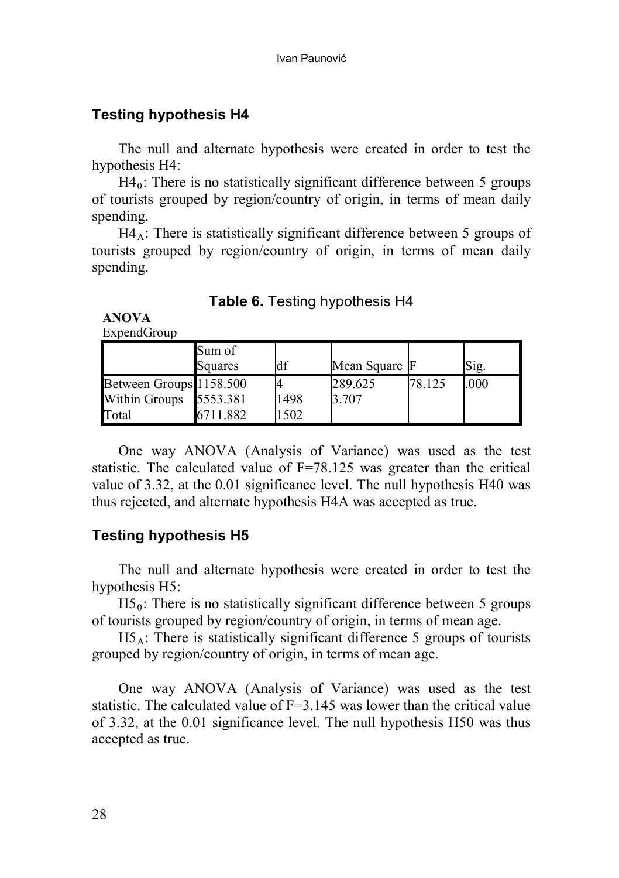## Testing hypothesis H4

The null and alternate hypothesis were created in order to test the hypothesis H4:

$H4_0$: There is no statistically significant difference between 5 groups of tourists grouped by region/country of origin, in terms of mean daily spending.

$H4_A$: There is statistically significant difference between 5 groups of tourists grouped by region/country of origin, in terms of mean daily spending.

**Table 6.** Testing hypothesis H4

**ANOVA**

ExpendGroup

| | Sum of Squares | df | Mean Square | F | Sig. |
|---|---|---|---|---|---|
| Between Groups | 1158.500 | 4 | 289.625 | 78.125 | .000 |
| Within Groups | 5553.381 | 1498 | 3.707 | | |
| Total | 6711.882 | 1502 | | | |

One way ANOVA (Analysis of Variance) was used as the test statistic. The calculated value of F=78.125 was greater than the critical value of 3.32, at the 0.01 significance level. The null hypothesis H40 was thus rejected, and alternate hypothesis H4A was accepted as true.

## Testing hypothesis H5

The null and alternate hypothesis were created in order to test the hypothesis H5:

$H5_0$: There is no statistically significant difference between 5 groups of tourists grouped by region/country of origin, in terms of mean age.

$H5_A$: There is statistically significant difference 5 groups of tourists grouped by region/country of origin, in terms of mean age.

One way ANOVA (Analysis of Variance) was used as the test statistic. The calculated value of F=3.145 was lower than the critical value of 3.32, at the 0.01 significance level. The null hypothesis H50 was thus accepted as true.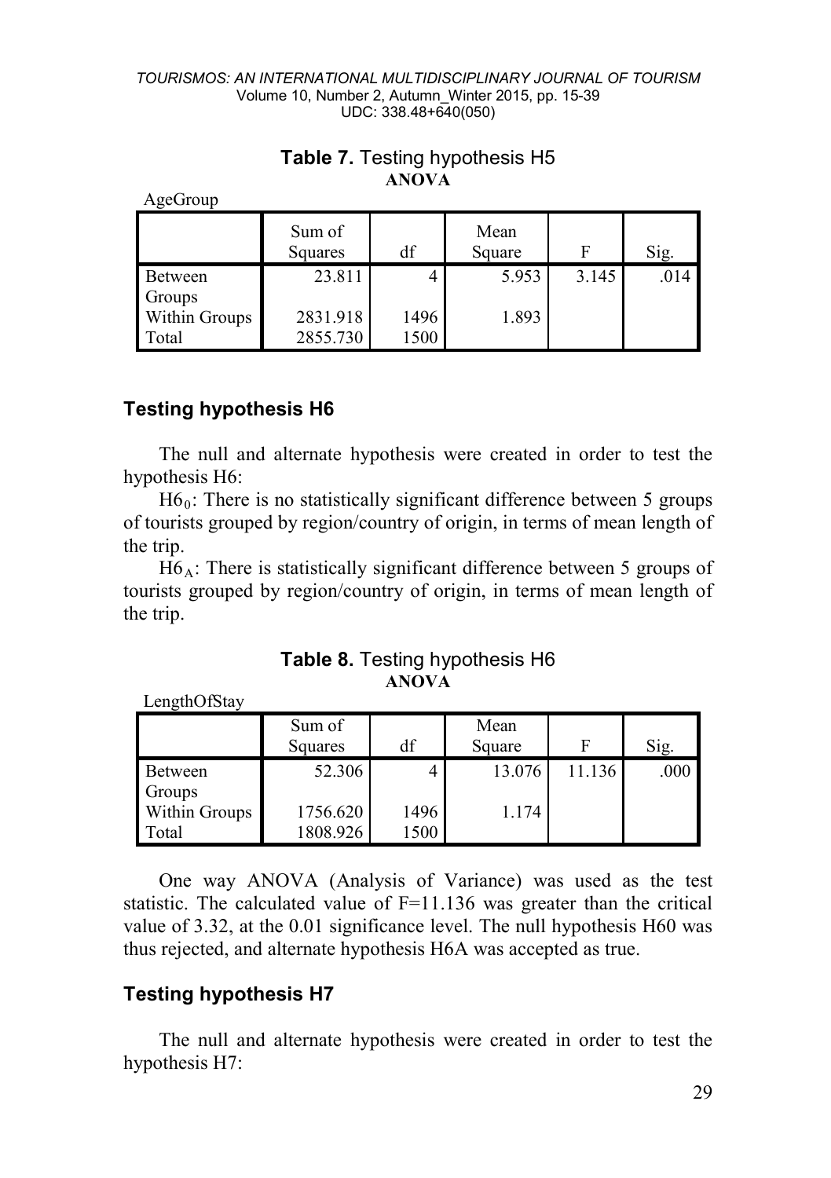**Table 7.** Testing hypothesis H5

**ANOVA**

AgeGroup

| | Sum of Squares | df | Mean Square | F | Sig. |
|---|---|---|---|---|---|
| Between Groups | 23.811 | 4 | 5.953 | 3.145 | .014 |
| Within Groups | 2831.918 | 1496 | 1.893 | | |
| Total | 2855.730 | 1500 | | | |

### Testing hypothesis H6

The null and alternate hypothesis were created in order to test the hypothesis H6:

$H6_0$: There is no statistically significant difference between 5 groups of tourists grouped by region/country of origin, in terms of mean length of the trip.

$H6_A$: There is statistically significant difference between 5 groups of tourists grouped by region/country of origin, in terms of mean length of the trip.

**Table 8.** Testing hypothesis H6

**ANOVA**

LengthOfStay

| | Sum of Squares | df | Mean Square | F | Sig. |
|---|---|---|---|---|---|
| Between Groups | 52.306 | 4 | 13.076 | 11.136 | .000 |
| Within Groups | 1756.620 | 1496 | 1.174 | | |
| Total | 1808.926 | 1500 | | | |

One way ANOVA (Analysis of Variance) was used as the test statistic. The calculated value of F=11.136 was greater than the critical value of 3.32, at the 0.01 significance level. The null hypothesis H60 was thus rejected, and alternate hypothesis H6A was accepted as true.

### Testing hypothesis H7

The null and alternate hypothesis were created in order to test the hypothesis H7: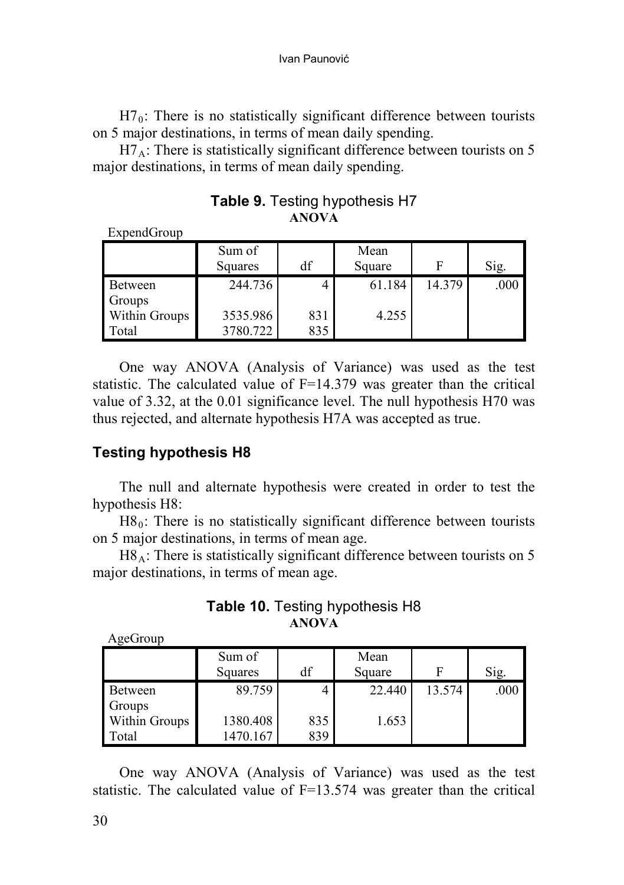$H7_0$: There is no statistically significant difference between tourists on 5 major destinations, in terms of mean daily spending.

$H7_A$: There is statistically significant difference between tourists on 5 major destinations, in terms of mean daily spending.

**Table 9.** Testing hypothesis H7

**ANOVA**

ExpendGroup

| | Sum of Squares | df | Mean Square | F | Sig. |
|---|---|---|---|---|---|
| Between Groups | 244.736 | 4 | 61.184 | 14.379 | .000 |
| Within Groups | 3535.986 | 831 | 4.255 | | |
| Total | 3780.722 | 835 | | | |

One way ANOVA (Analysis of Variance) was used as the test statistic. The calculated value of F=14.379 was greater than the critical value of 3.32, at the 0.01 significance level. The null hypothesis H70 was thus rejected, and alternate hypothesis H7A was accepted as true.

## Testing hypothesis H8

The null and alternate hypothesis were created in order to test the hypothesis H8:

$H8_0$: There is no statistically significant difference between tourists on 5 major destinations, in terms of mean age.

$H8_A$: There is statistically significant difference between tourists on 5 major destinations, in terms of mean age.

**Table 10.** Testing hypothesis H8

**ANOVA**

AgeGroup

| | Sum of Squares | df | Mean Square | F | Sig. |
|---|---|---|---|---|---|
| Between Groups | 89.759 | 4 | 22.440 | 13.574 | .000 |
| Within Groups | 1380.408 | 835 | 1.653 | | |
| Total | 1470.167 | 839 | | | |

One way ANOVA (Analysis of Variance) was used as the test statistic. The calculated value of F=13.574 was greater than the critical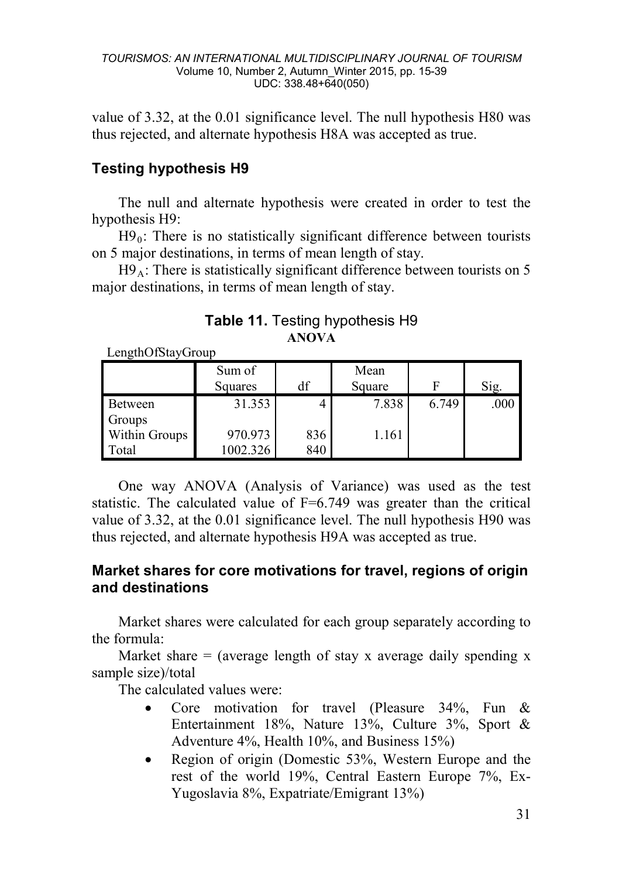value of 3.32, at the 0.01 significance level. The null hypothesis H80 was thus rejected, and alternate hypothesis H8A was accepted as true.

## Testing hypothesis H9

The null and alternate hypothesis were created in order to test the hypothesis H9:

$H9_0$: There is no statistically significant difference between tourists on 5 major destinations, in terms of mean length of stay.

$H9_A$: There is statistically significant difference between tourists on 5 major destinations, in terms of mean length of stay.

**Table 11.** Testing hypothesis H9

**ANOVA**

LengthOfStayGroup

| | Sum of Squares | df | Mean Square | F | Sig. |
|---|---|---|---|---|---|
| Between Groups | 31.353 | 4 | 7.838 | 6.749 | .000 |
| Within Groups | 970.973 | 836 | 1.161 | | |
| Total | 1002.326 | 840 | | | |

One way ANOVA (Analysis of Variance) was used as the test statistic. The calculated value of F=6.749 was greater than the critical value of 3.32, at the 0.01 significance level. The null hypothesis H90 was thus rejected, and alternate hypothesis H9A was accepted as true.

## Market shares for core motivations for travel, regions of origin and destinations

Market shares were calculated for each group separately according to the formula:

Market share = (average length of stay x average daily spending x sample size)/total

The calculated values were:

- Core motivation for travel (Pleasure 34%, Fun & Entertainment 18%, Nature 13%, Culture 3%, Sport & Adventure 4%, Health 10%, and Business 15%)
- Region of origin (Domestic 53%, Western Europe and the rest of the world 19%, Central Eastern Europe 7%, Ex-Yugoslavia 8%, Expatriate/Emigrant 13%)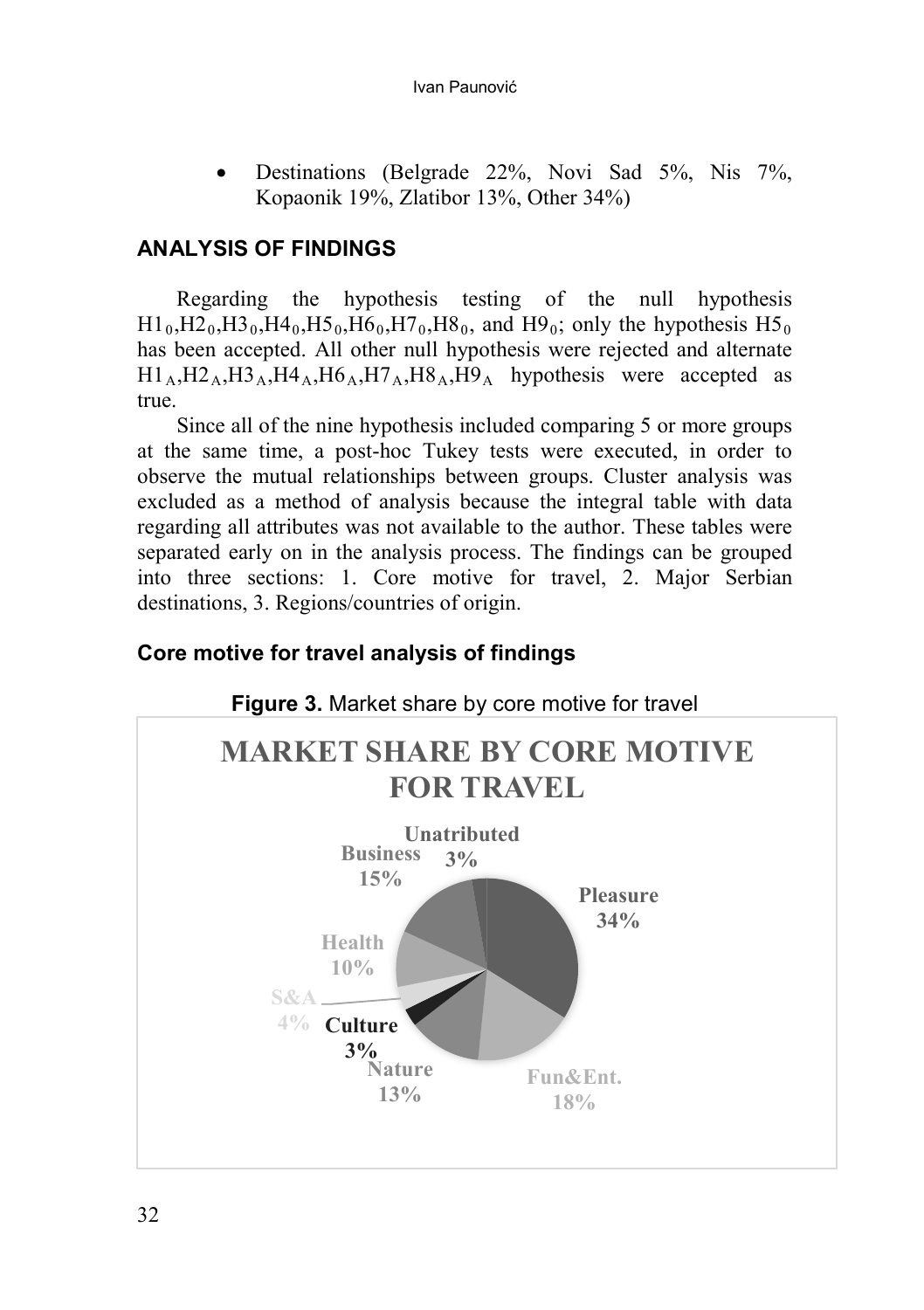- Destinations (Belgrade 22%, Novi Sad 5%, Nis 7%, Kopaonik 19%, Zlatibor 13%, Other 34%)

## ANALYSIS OF FINDINGS

Regarding the hypothesis testing of the null hypothesis $H1_0$,$H2_0$,$H3_0$,$H4_0$,$H5_0$,$H6_0$,$H7_0$,$H8_0$, and $H9_0$; only the hypothesis $H5_0$ has been accepted. All other null hypothesis were rejected and alternate $H1_A$,$H2_A$,$H3_A$,$H4_A$,$H6_A$,$H7_A$,$H8_A$,$H9_A$ hypothesis were accepted as true.

Since all of the nine hypothesis included comparing 5 or more groups at the same time, a post-hoc Tukey tests were executed, in order to observe the mutual relationships between groups. Cluster analysis was excluded as a method of analysis because the integral table with data regarding all attributes was not available to the author. These tables were separated early on in the analysis process. The findings can be grouped into three sections: 1. Core motive for travel, 2. Major Serbian destinations, 3. Regions/countries of origin.

### Core motive for travel analysis of findings

**Figure 3.** Market share by core motive for travel

MARKET SHARE BY CORE MOTIVE FOR TRAVEL

Pleasure 34%, Fun&Ent. 18%, Nature 13%, Culture 3%, S&A 4%, Health 10%, Business 15%, Unatributed 3%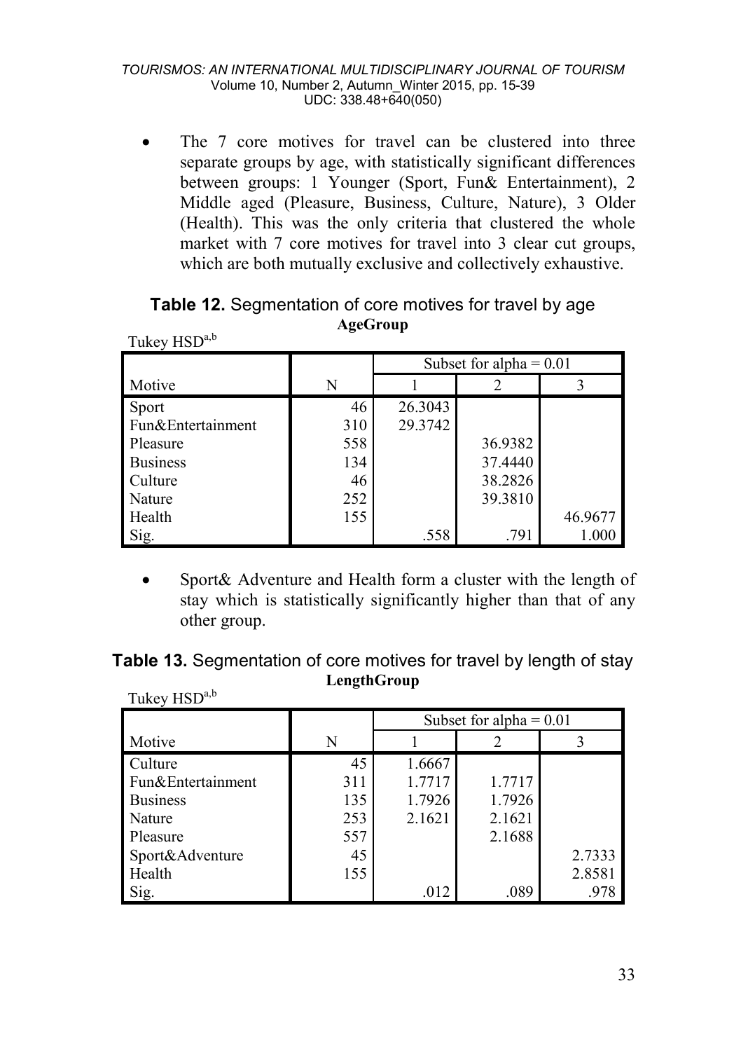- The 7 core motives for travel can be clustered into three separate groups by age, with statistically significant differences between groups: 1 Younger (Sport, Fun& Entertainment), 2 Middle aged (Pleasure, Business, Culture, Nature), 3 Older (Health). This was the only criteria that clustered the whole market with 7 core motives for travel into 3 clear cut groups, which are both mutually exclusive and collectively exhaustive.

**Table 12.** Segmentation of core motives for travel by age

**AgeGroup**

Tukey HSD[a,b]

| | | Subset for alpha = 0.01 | | |
|---|---|---|---|---|
| Motive | N | 1 | 2 | 3 |
| Sport | 46 | 26.3043 | | |
| Fun&Entertainment | 310 | 29.3742 | | |
| Pleasure | 558 | | 36.9382 | |
| Business | 134 | | 37.4440 | |
| Culture | 46 | | 38.2826 | |
| Nature | 252 | | 39.3810 | |
| Health | 155 | | | 46.9677 |
| Sig. | | .558 | .791 | 1.000 |

- Sport& Adventure and Health form a cluster with the length of stay which is statistically significantly higher than that of any other group.

**Table 13.** Segmentation of core motives for travel by length of stay

**LengthGroup**

Tukey HSD[a,b]

| | | Subset for alpha = 0.01 | | |
|---|---|---|---|---|
| Motive | N | 1 | 2 | 3 |
| Culture | 45 | 1.6667 | | |
| Fun&Entertainment | 311 | 1.7717 | 1.7717 | |
| Business | 135 | 1.7926 | 1.7926 | |
| Nature | 253 | 2.1621 | 2.1621 | |
| Pleasure | 557 | | 2.1688 | |
| Sport&Adventure | 45 | | | 2.7333 |
| Health | 155 | | | 2.8581 |
| Sig. | | .012 | .089 | .978 |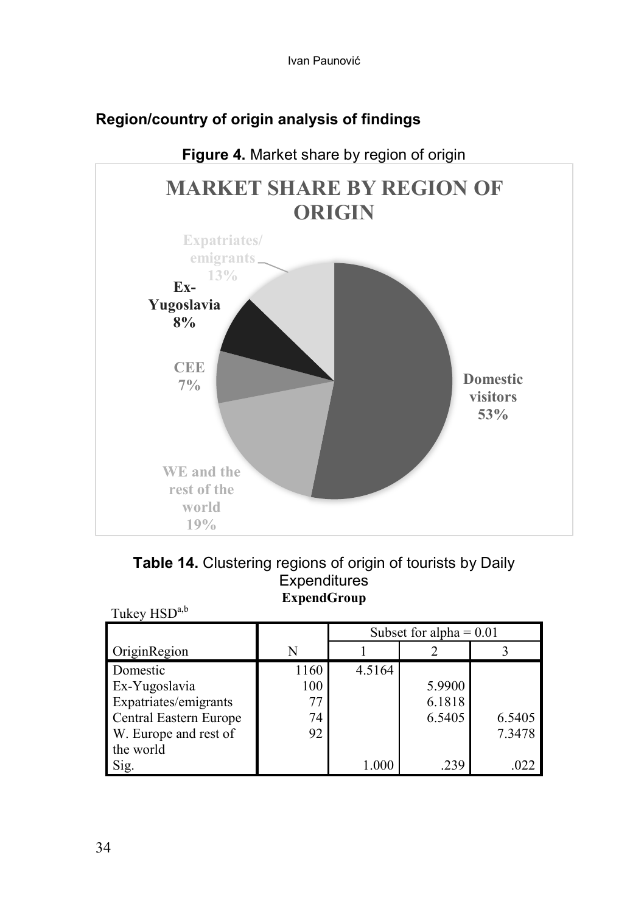## Region/country of origin analysis of findings

**Figure 4.** Market share by region of origin

**Table 14.** Clustering regions of origin of tourists by Daily Expenditures

**ExpendGroup**

Tukey HSD[a,b]

| OriginRegion | N | Subset for alpha = 0.01 | | |
|---|---|---|---|---|
| | | 1 | 2 | 3 |
| Domestic | 1160 | 4.5164 | | |
| Ex-Yugoslavia | 100 | | 5.9900 | |
| Expatriates/emigrants | 77 | | 6.1818 | |
| Central Eastern Europe | 74 | | 6.5405 | 6.5405 |
| W. Europe and rest of the world | 92 | | | 7.3478 |
| Sig. | | 1.000 | .239 | .022 |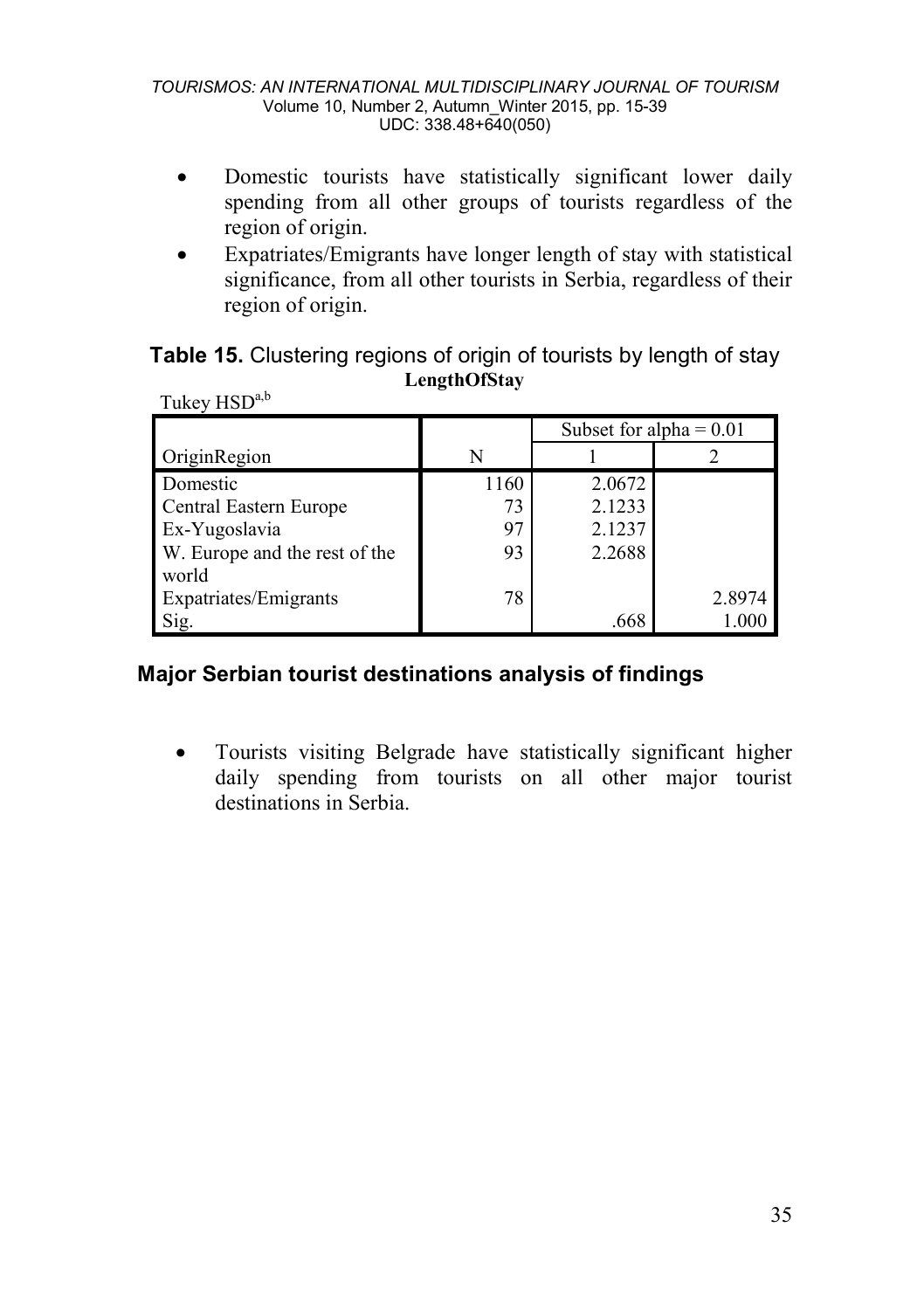- Domestic tourists have statistically significant lower daily spending from all other groups of tourists regardless of the region of origin.
- Expatriates/Emigrants have longer length of stay with statistical significance, from all other tourists in Serbia, regardless of their region of origin.

**Table 15.** Clustering regions of origin of tourists by length of stay

**LengthOfStay**

Tukey HSD[a,b]

| OriginRegion | N | Subset for alpha = 0.01 | |
|---|---|---|---|
| | | 1 | 2 |
| Domestic | 1160 | 2.0672 | |
| Central Eastern Europe | 73 | 2.1233 | |
| Ex-Yugoslavia | 97 | 2.1237 | |
| W. Europe and the rest of the world | 93 | 2.2688 | |
| Expatriates/Emigrants | 78 | | 2.8974 |
| Sig. | | .668 | 1.000 |

## Major Serbian tourist destinations analysis of findings

- Tourists visiting Belgrade have statistically significant higher daily spending from tourists on all other major tourist destinations in Serbia.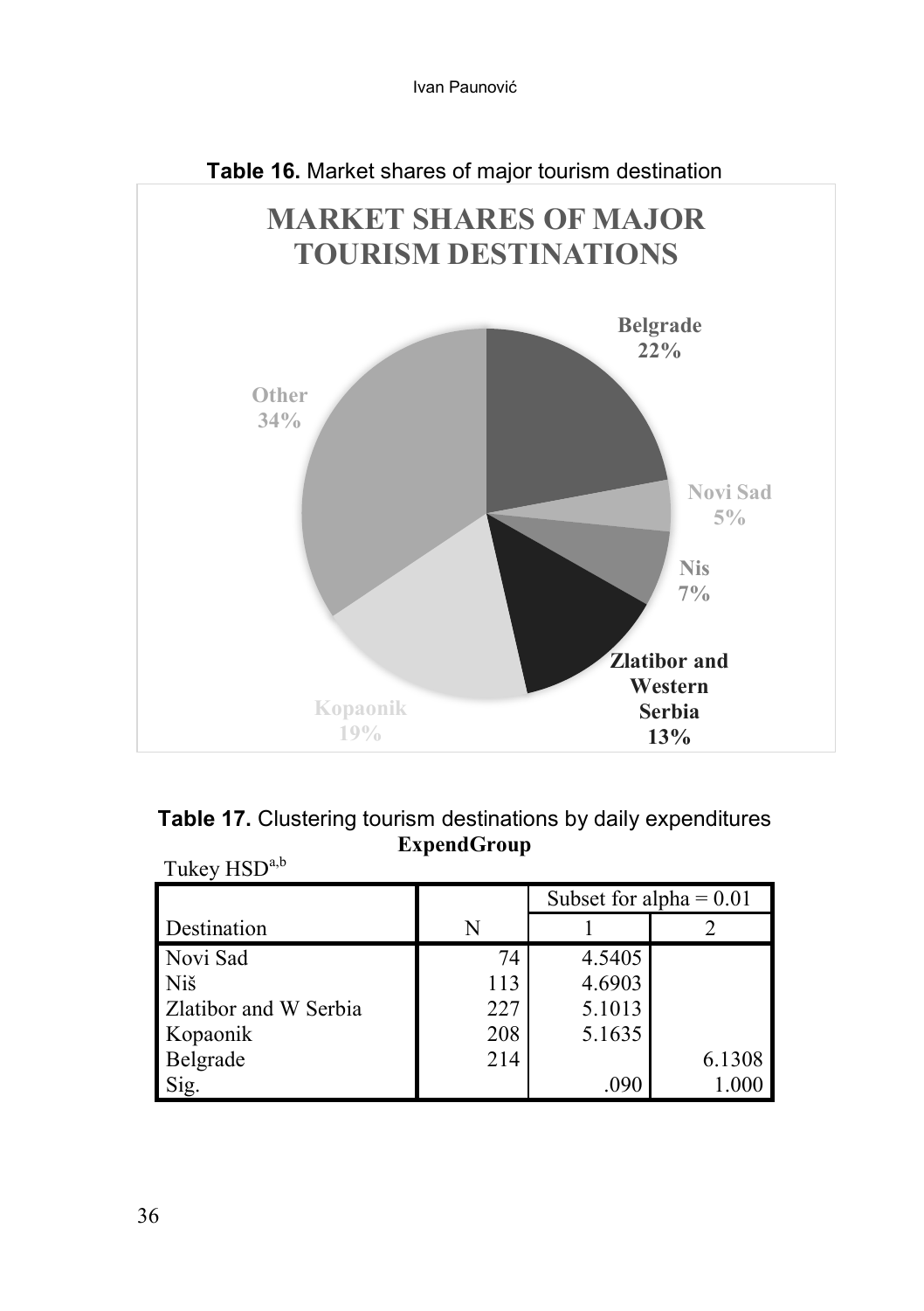**Table 16.** Market shares of major tourism destination

MARKET SHARES OF MAJOR TOURISM DESTINATIONS

| Destination | Share |
| --- | --- |
| Belgrade | 22% |
| Novi Sad | 5% |
| Nis | 7% |
| Zlatibor and Western Serbia | 13% |
| Kopaonik | 19% |
| Other | 34% |

**Table 17.** Clustering tourism destinations by daily expenditures

**ExpendGroup**

Tukey HSD[a,b]

| | | Subset for alpha = 0.01 | |
| --- | --- | --- | --- |
| Destination | N | 1 | 2 |
| Novi Sad | 74 | 4.5405 | |
| Niš | 113 | 4.6903 | |
| Zlatibor and W Serbia | 227 | 5.1013 | |
| Kopaonik | 208 | 5.1635 | |
| Belgrade | 214 | | 6.1308 |
| Sig. | | .090 | 1.000 |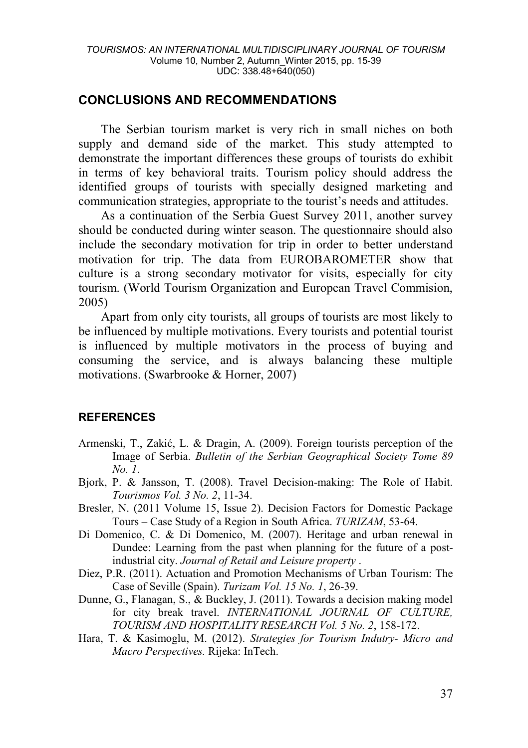## CONCLUSIONS AND RECOMMENDATIONS

The Serbian tourism market is very rich in small niches on both supply and demand side of the market. This study attempted to demonstrate the important differences these groups of tourists do exhibit in terms of key behavioral traits. Tourism policy should address the identified groups of tourists with specially designed marketing and communication strategies, appropriate to the tourist's needs and attitudes.

As a continuation of the Serbia Guest Survey 2011, another survey should be conducted during winter season. The questionnaire should also include the secondary motivation for trip in order to better understand motivation for trip. The data from EUROBAROMETER show that culture is a strong secondary motivator for visits, especially for city tourism. (World Tourism Organization and European Travel Commision, 2005)

Apart from only city tourists, all groups of tourists are most likely to be influenced by multiple motivations. Every tourists and potential tourist is influenced by multiple motivators in the process of buying and consuming the service, and is always balancing these multiple motivations. (Swarbrooke & Horner, 2007)

### REFERENCES

Armenski, T., Zakić, L. & Dragin, A. (2009). Foreign tourists perception of the Image of Serbia. *Bulletin of the Serbian Geographical Society Tome 89 No. 1*.

Bjork, P. & Jansson, T. (2008). Travel Decision-making: The Role of Habit. *Tourismos Vol. 3 No. 2*, 11-34.

Bresler, N. (2011 Volume 15, Issue 2). Decision Factors for Domestic Package Tours – Case Study of a Region in South Africa. *TURIZAM*, 53-64.

Di Domenico, C. & Di Domenico, M. (2007). Heritage and urban renewal in Dundee: Learning from the past when planning for the future of a post-industrial city. *Journal of Retail and Leisure property* .

Diez, P.R. (2011). Actuation and Promotion Mechanisms of Urban Tourism: The Case of Seville (Spain). *Turizam Vol. 15 No. 1*, 26-39.

Dunne, G., Flanagan, S., & Buckley, J. (2011). Towards a decision making model for city break travel. *INTERNATIONAL JOURNAL OF CULTURE, TOURISM AND HOSPITALITY RESEARCH Vol. 5 No. 2*, 158-172.

Hara, T. & Kasimoglu, M. (2012). *Strategies for Tourism Indutry- Micro and Macro Perspectives.* Rijeka: InTech.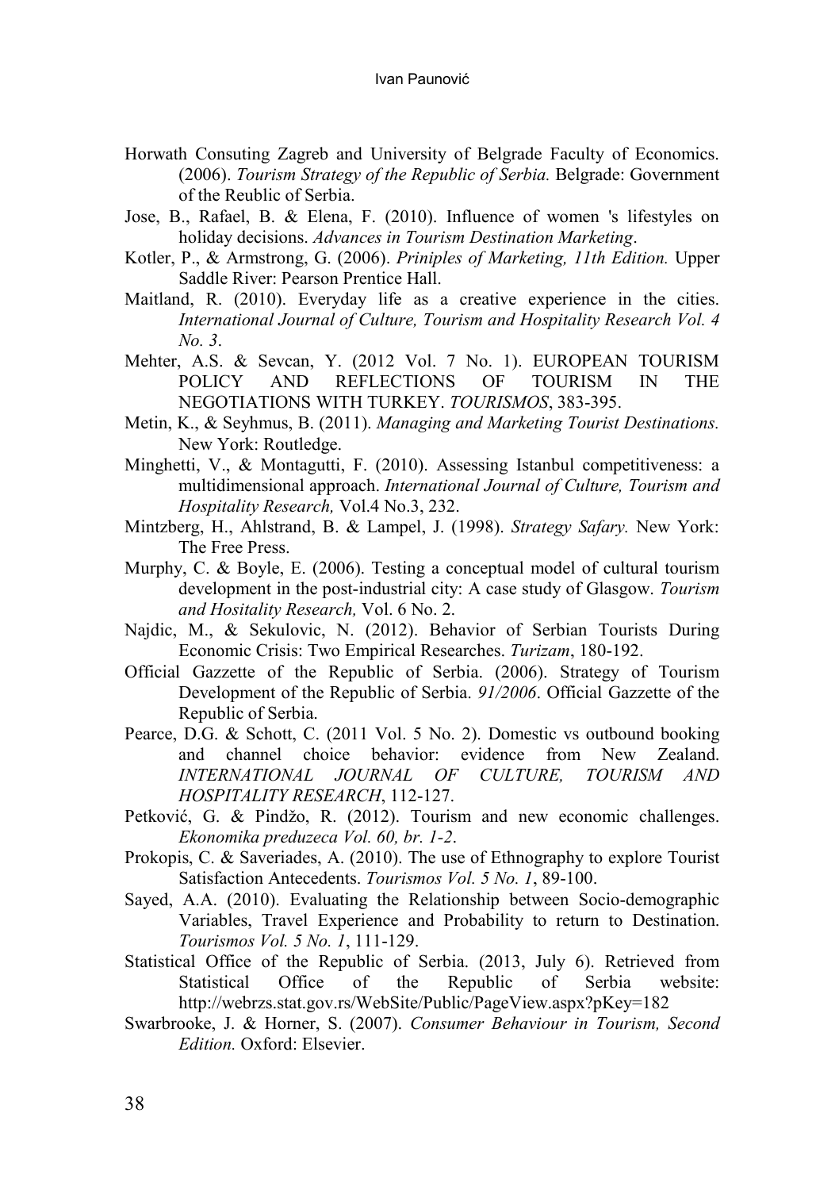Horwath Consuting Zagreb and University of Belgrade Faculty of Economics. (2006). *Tourism Strategy of the Republic of Serbia.* Belgrade: Government of the Reublic of Serbia.

Jose, B., Rafael, B. & Elena, F. (2010). Influence of women 's lifestyles on holiday decisions. *Advances in Tourism Destination Marketing*.

Kotler, P., & Armstrong, G. (2006). *Priniples of Marketing, 11th Edition.* Upper Saddle River: Pearson Prentice Hall.

Maitland, R. (2010). Everyday life as a creative experience in the cities. *International Journal of Culture, Tourism and Hospitality Research Vol. 4 No. 3*.

Mehter, A.S. & Sevcan, Y. (2012 Vol. 7 No. 1). EUROPEAN TOURISM POLICY AND REFLECTIONS OF TOURISM IN THE NEGOTIATIONS WITH TURKEY. *TOURISMOS*, 383-395.

Metin, K., & Seyhmus, B. (2011). *Managing and Marketing Tourist Destinations.* New York: Routledge.

Minghetti, V., & Montagutti, F. (2010). Assessing Istanbul competitiveness: a multidimensional approach. *International Journal of Culture, Tourism and Hospitality Research,* Vol.4 No.3, 232.

Mintzberg, H., Ahlstrand, B. & Lampel, J. (1998). *Strategy Safary.* New York: The Free Press.

Murphy, C. & Boyle, E. (2006). Testing a conceptual model of cultural tourism development in the post-industrial city: A case study of Glasgow. *Tourism and Hositality Research,* Vol. 6 No. 2.

Najdic, M., & Sekulovic, N. (2012). Behavior of Serbian Tourists During Economic Crisis: Two Empirical Researches. *Turizam*, 180-192.

Official Gazzette of the Republic of Serbia. (2006). Strategy of Tourism Development of the Republic of Serbia. *91/2006*. Official Gazzette of the Republic of Serbia.

Pearce, D.G. & Schott, C. (2011 Vol. 5 No. 2). Domestic vs outbound booking and channel choice behavior: evidence from New Zealand. *INTERNATIONAL JOURNAL OF CULTURE, TOURISM AND HOSPITALITY RESEARCH*, 112-127.

Petković, G. & Pindžo, R. (2012). Tourism and new economic challenges. *Ekonomika preduzeca Vol. 60, br. 1-2*.

Prokopis, C. & Saveriades, A. (2010). The use of Ethnography to explore Tourist Satisfaction Antecedents. *Tourismos Vol. 5 No. 1*, 89-100.

Sayed, A.A. (2010). Evaluating the Relationship between Socio-demographic Variables, Travel Experience and Probability to return to Destination. *Tourismos Vol. 5 No. 1*, 111-129.

Statistical Office of the Republic of Serbia. (2013, July 6). Retrieved from Statistical Office of the Republic of Serbia website: http://webrzs.stat.gov.rs/WebSite/Public/PageView.aspx?pKey=182

Swarbrooke, J. & Horner, S. (2007). *Consumer Behaviour in Tourism, Second Edition.* Oxford: Elsevier.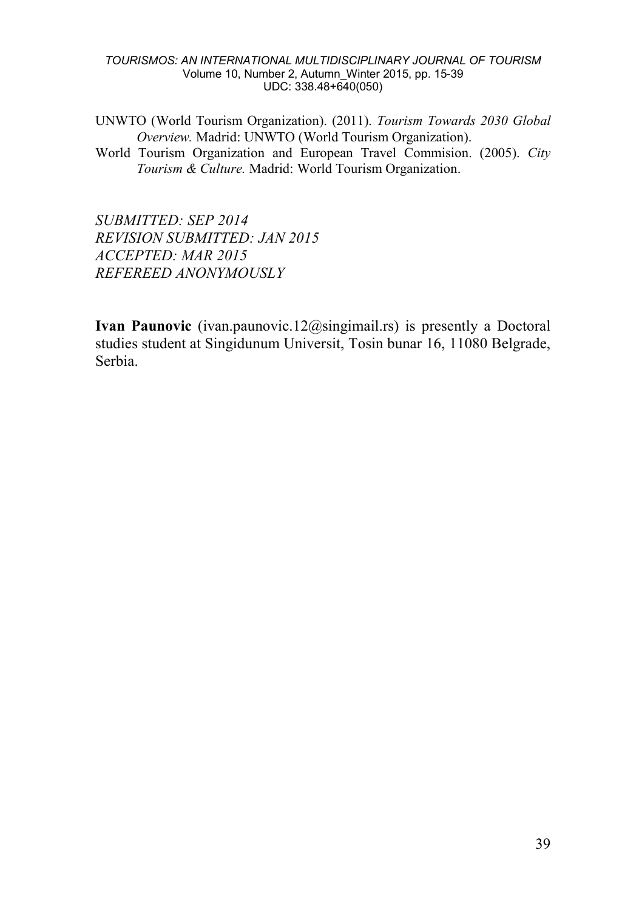UNWTO (World Tourism Organization). (2011). *Tourism Towards 2030 Global Overview.* Madrid: UNWTO (World Tourism Organization).

World Tourism Organization and European Travel Commision. (2005). *City Tourism & Culture.* Madrid: World Tourism Organization.

*SUBMITTED: SEP 2014*
*REVISION SUBMITTED: JAN 2015*
*ACCEPTED: MAR 2015*
*REFEREED ANONYMOUSLY*

**Ivan Paunovic** (ivan.paunovic.12@singimail.rs) is presently a Doctoral studies student at Singidunum Universit, Tosin bunar 16, 11080 Belgrade, Serbia.